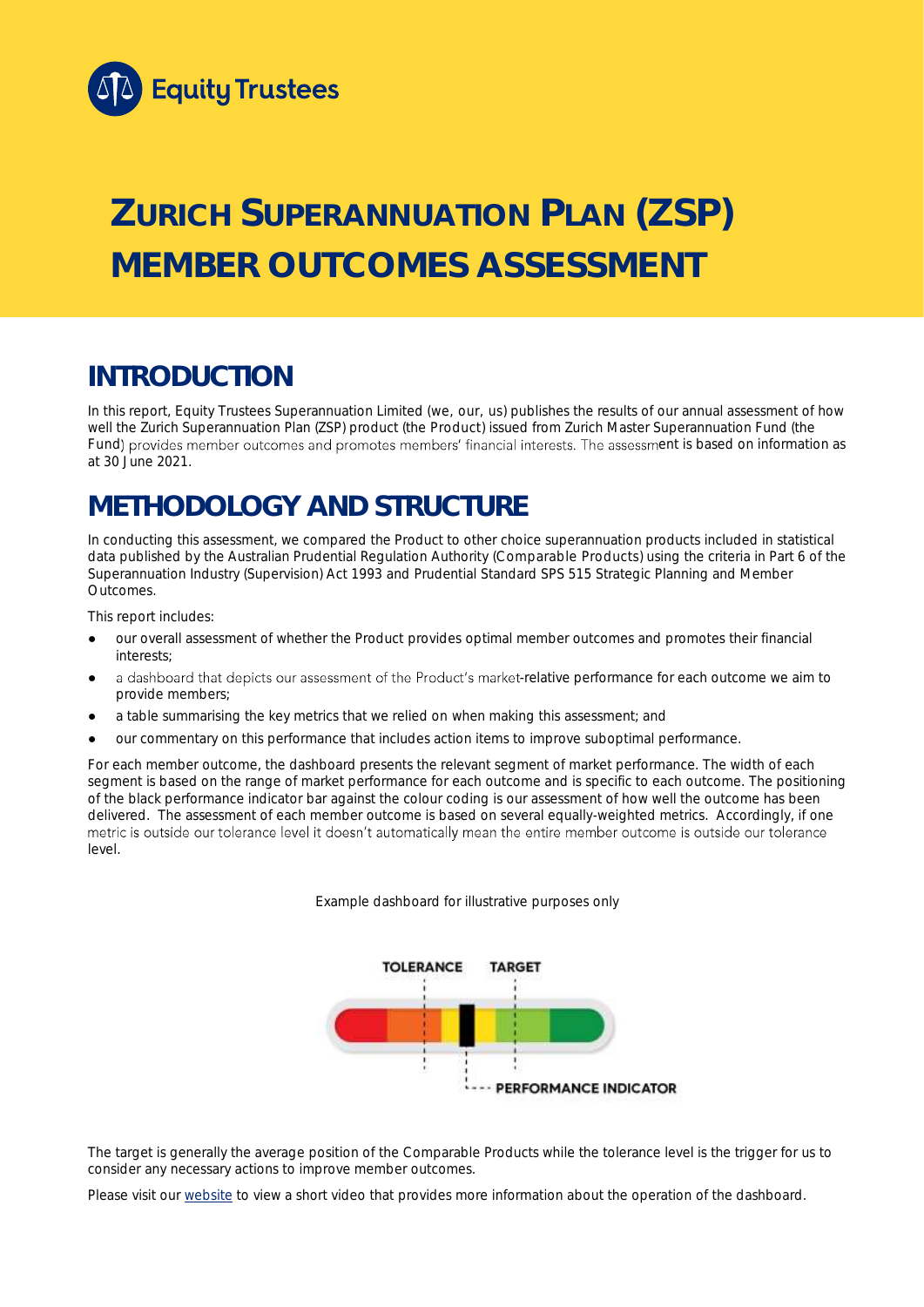Equity Trustees

# ZURICH SUPERANNUATION PLAN (ZSP) MEMBER OUTCOMES ASSESSMENT

## INTRODUCTION

In this report, Equity Trustees Superannuation Limited (we, our, us) publishes the results of our annual assessment of how well the Zurich Superannuation Plan (ZSP) product (the Product) issued from Zurich Master Superannuation Fund (the Fund) provides member outcomes and promotes members' financial interests. The assessment is based on information as at 30 June 2021.

## METHODOLOGY AND STRUCTURE

In conducting this assessment, we compared the Product to other choice superannuation products included in statistical data published by the Australian Prudential Regulation Authority (Comparable Products) using the criteria in Part 6 of the Superannuation Industry (Supervision) Act 1993 and Prudential Standard SPS 515 Strategic Planning and Member Outcomes.

This report includes:

- our overall assessment of whether the Product provides optimal member outcomes and promotes their financial interests;
- a dashboard that depicts our assessment of the Product's market-relative performance for each outcome we aim to provide members;
- a table summarising the key metrics that we relied on when making this assessment; and
- our commentary on this performance that includes action items to improve suboptimal performance.

For each member outcome, the dashboard presents the relevant segment of market performance. The width of each segment is based on the range of market performance for each outcome and is specific to each outcome. The positioning of the black performance indicator bar against the colour coding is our assessment of how well the outcome has been delivered. The assessment of each member outcome is based on several equally-weighted metrics. Accordingly, if one metric is outside our tolerance level it doesn't automatically mean the entire member outcome is outside our tolerance level.

Example dashboard for illustrative purposes only

TOLERANCE TARGET

PERFORMANCE INDICATOR

The target is generally the average position of the Comparable Products while the tolerance level is the trigger for us to consider any necessary actions to improve member outcomes.

Please visit our website to view a short video that provides more information about the operation of the dashboard.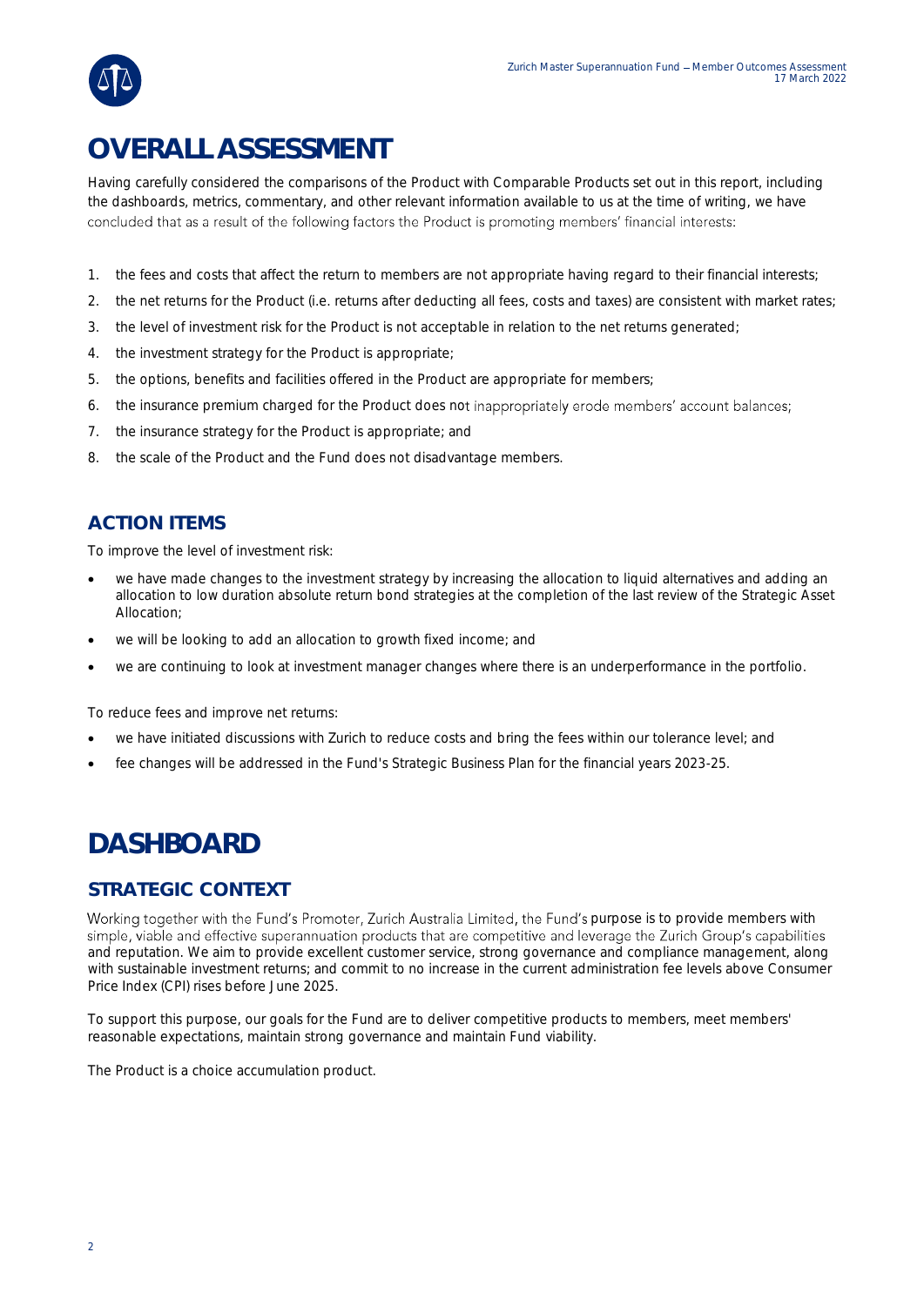# OVERALL ASSESSMENT

Having carefully considered the comparisons of the Product with Comparable Products set out in this report, including the dashboards, metrics, commentary, and other relevant information available to us at the time of writing, we have concluded that as a result of the following factors the Product is promoting members' financial interests:

1. the fees and costs that affect the return to members are not appropriate having regard to their financial interests;
2. the net returns for the Product (i.e. returns after deducting all fees, costs and taxes) are consistent with market rates;
3. the level of investment risk for the Product is not acceptable in relation to the net returns generated;
4. the investment strategy for the Product is appropriate;
5. the options, benefits and facilities offered in the Product are appropriate for members;
6. the insurance premium charged for the Product does not inappropriately erode members' account balances;
7. the insurance strategy for the Product is appropriate; and
8. the scale of the Product and the Fund does not disadvantage members.

## ACTION ITEMS

To improve the level of investment risk:

- we have made changes to the investment strategy by increasing the allocation to liquid alternatives and adding an allocation to low duration absolute return bond strategies at the completion of the last review of the Strategic Asset Allocation;
- we will be looking to add an allocation to growth fixed income; and
- we are continuing to look at investment manager changes where there is an underperformance in the portfolio.

To reduce fees and improve net returns:

- we have initiated discussions with Zurich to reduce costs and bring the fees within our tolerance level; and
- fee changes will be addressed in the Fund's Strategic Business Plan for the financial years 2023-25.

# DASHBOARD

## STRATEGIC CONTEXT

Working together with the Fund's Promoter, Zurich Australia Limited, the Fund's purpose is to provide members with simple, viable and effective superannuation products that are competitive and leverage the Zurich Group's capabilities and reputation. We aim to provide excellent customer service, strong governance and compliance management, along with sustainable investment returns; and commit to no increase in the current administration fee levels above Consumer Price Index (CPI) rises before June 2025.

To support this purpose, our goals for the Fund are to deliver competitive products to members, meet members' reasonable expectations, maintain strong governance and maintain Fund viability.

The Product is a choice accumulation product.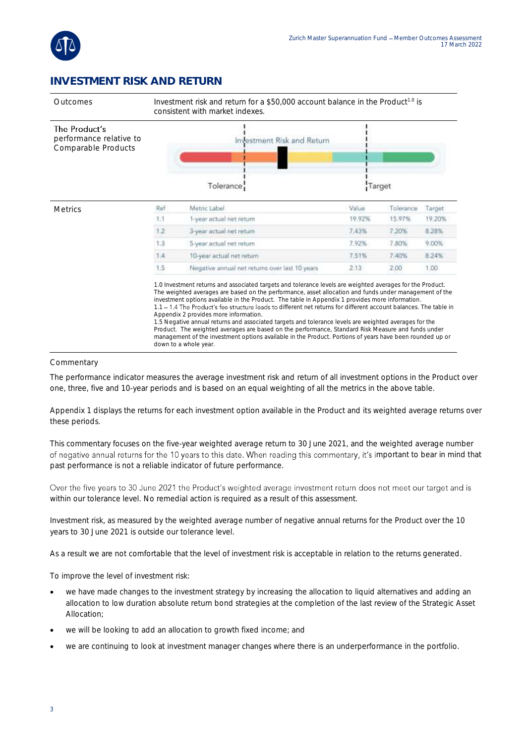## INVESTMENT RISK AND RETURN

| Outcomes | Investment risk and return for a $50,000 account balance in the Product[1.0] is consistent with market indexes. |
|---|---|
| The Product's performance relative to Comparable Products | Investment Risk and Return — Tolerance / Target |

**Metrics**

| Ref | Metric Label | Value | Tolerance | Target |
|---|---|---|---|---|
| 1.1 | 1-year actual net return | 19.92% | 15.97% | 19.20% |
| 1.2 | 3-year actual net return | 7.43% | 7.20% | 8.28% |
| 1.3 | 5-year actual net return | 7.92% | 7.80% | 9.00% |
| 1.4 | 10-year actual net return | 7.51% | 7.40% | 8.24% |
| 1.5 | Negative annual net returns over last 10 years | 2.13 | 2.00 | 1.00 |

1.0 Investment returns and associated targets and tolerance levels are weighted averages for the Product. The weighted averages are based on the performance, asset allocation and funds under management of the investment options available in the Product. The table in Appendix 1 provides more information.
1.1 – 1.4 The Product's fee structure leads to different net returns for different account balances. The table in Appendix 2 provides more information.
1.5 Negative annual returns and associated targets and tolerance levels are weighted averages for the Product. The weighted averages are based on the performance, Standard Risk Measure and funds under management of the investment options available in the Product. Portions of years have been rounded up or down to a whole year.

### Commentary

The performance indicator measures the average investment risk and return of all investment options in the Product over one, three, five and 10-year periods and is based on an equal weighting of all the metrics in the above table.

Appendix 1 displays the returns for each investment option available in the Product and its weighted average returns over these periods.

This commentary focuses on the five-year weighted average return to 30 June 2021, and the weighted average number of negative annual returns for the 10 years to this date. When reading this commentary, it's important to bear in mind that past performance is not a reliable indicator of future performance.

Over the five years to 30 June 2021 the Product's weighted average investment return does not meet our target and is within our tolerance level. No remedial action is required as a result of this assessment.

Investment risk, as measured by the weighted average number of negative annual returns for the Product over the 10 years to 30 June 2021 is outside our tolerance level.

As a result we are not comfortable that the level of investment risk is acceptable in relation to the returns generated.

To improve the level of investment risk:

- we have made changes to the investment strategy by increasing the allocation to liquid alternatives and adding an allocation to low duration absolute return bond strategies at the completion of the last review of the Strategic Asset Allocation;
- we will be looking to add an allocation to growth fixed income; and
- we are continuing to look at investment manager changes where there is an underperformance in the portfolio.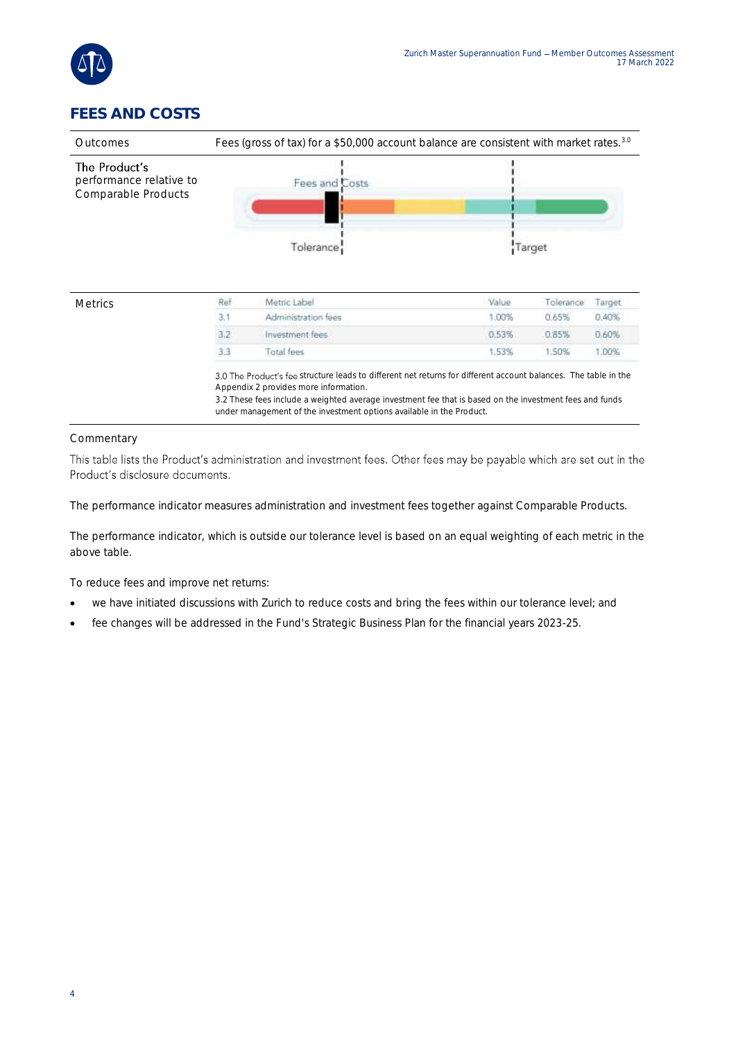## FEES AND COSTS

| | |
|---|---|
| Outcomes | Fees (gross of tax) for a $50,000 account balance are consistent with market rates.[3.0] |
| The Product's performance relative to Comparable Products | Fees and Costs — Tolerance — Target |

**Metrics**

| Ref | Metric Label | Value | Tolerance | Target |
|---|---|---|---|---|
| 3.1 | Administration fees | 1.00% | 0.65% | 0.40% |
| 3.2 | Investment fees | 0.53% | 0.85% | 0.60% |
| 3.3 | Total fees | 1.53% | 1.50% | 1.00% |

3.0 The Product's fee structure leads to different net returns for different account balances. The table in the Appendix 2 provides more information.
3.2 These fees include a weighted average investment fee that is based on the investment fees and funds under management of the investment options available in the Product.

### Commentary

This table lists the Product's administration and investment fees. Other fees may be payable which are set out in the Product's disclosure documents.

The performance indicator measures administration and investment fees together against Comparable Products.

The performance indicator, which is outside our tolerance level is based on an equal weighting of each metric in the above table.

To reduce fees and improve net returns:

- we have initiated discussions with Zurich to reduce costs and bring the fees within our tolerance level; and
- fee changes will be addressed in the Fund's Strategic Business Plan for the financial years 2023-25.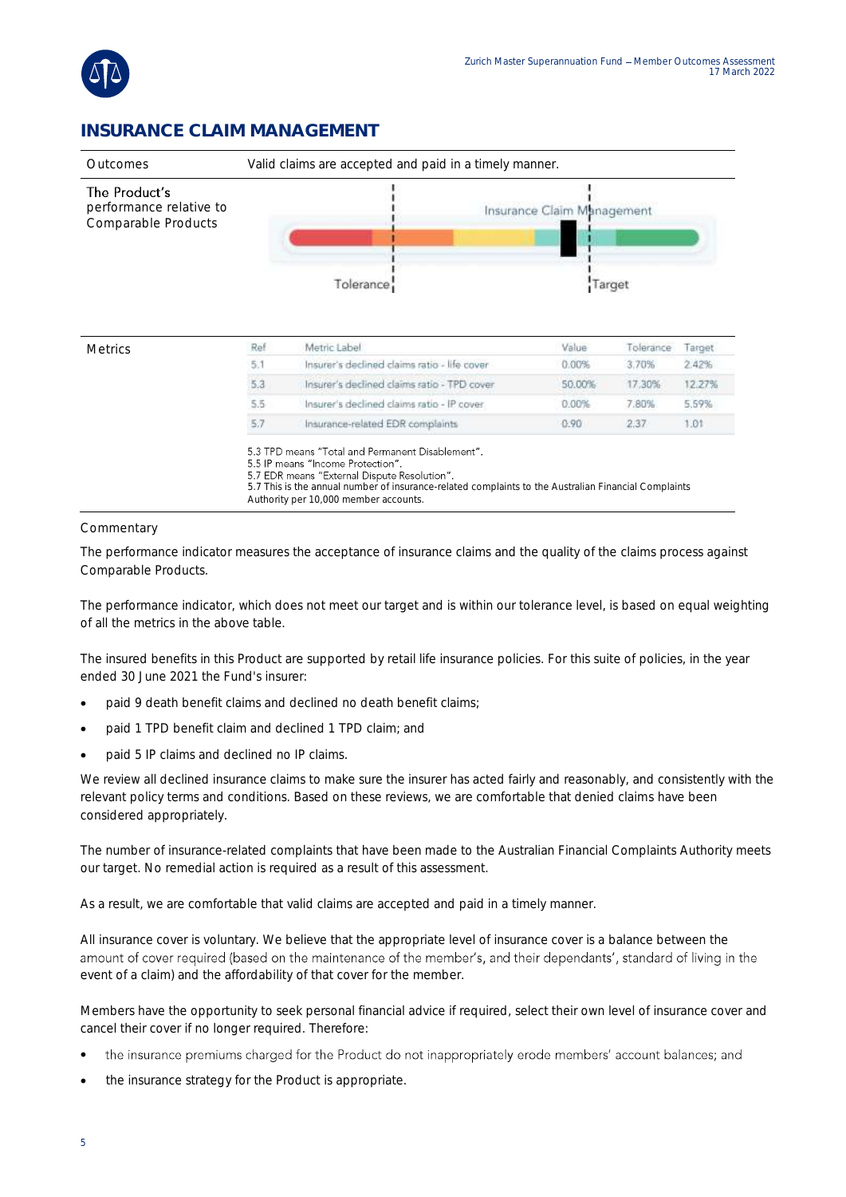## INSURANCE CLAIM MANAGEMENT

| | |
|---|---|
| Outcomes | Valid claims are accepted and paid in a timely manner. |
| The Product's performance relative to Comparable Products | Insurance Claim Management<br>Tolerance<br>Target |

**Metrics**

| Ref | Metric Label | Value | Tolerance | Target |
|---|---|---|---|---|
| 5.1 | Insurer's declined claims ratio - life cover | 0.00% | 3.70% | 2.42% |
| 5.3 | Insurer's declined claims ratio - TPD cover | 50.00% | 17.30% | 12.27% |
| 5.5 | Insurer's declined claims ratio - IP cover | 0.00% | 7.80% | 5.59% |
| 5.7 | Insurance-related EDR complaints | 0.90 | 2.37 | 1.01 |

5.3 TPD means "Total and Permanent Disablement".
5.5 IP means "Income Protection".
5.7 EDR means "External Dispute Resolution".
5.7 This is the annual number of insurance-related complaints to the Australian Financial Complaints Authority per 10,000 member accounts.

Commentary

The performance indicator measures the acceptance of insurance claims and the quality of the claims process against Comparable Products.

The performance indicator, which does not meet our target and is within our tolerance level, is based on equal weighting of all the metrics in the above table.

The insured benefits in this Product are supported by retail life insurance policies. For this suite of policies, in the year ended 30 June 2021 the Fund's insurer:

- paid 9 death benefit claims and declined no death benefit claims;
- paid 1 TPD benefit claim and declined 1 TPD claim; and
- paid 5 IP claims and declined no IP claims.

We review all declined insurance claims to make sure the insurer has acted fairly and reasonably, and consistently with the relevant policy terms and conditions. Based on these reviews, we are comfortable that denied claims have been considered appropriately.

The number of insurance-related complaints that have been made to the Australian Financial Complaints Authority meets our target. No remedial action is required as a result of this assessment.

As a result, we are comfortable that valid claims are accepted and paid in a timely manner.

All insurance cover is voluntary. We believe that the appropriate level of insurance cover is a balance between the amount of cover required (based on the maintenance of the member's, and their dependants', standard of living in the event of a claim) and the affordability of that cover for the member.

Members have the opportunity to seek personal financial advice if required, select their own level of insurance cover and cancel their cover if no longer required. Therefore:

- the insurance premiums charged for the Product do not inappropriately erode members' account balances; and
- the insurance strategy for the Product is appropriate.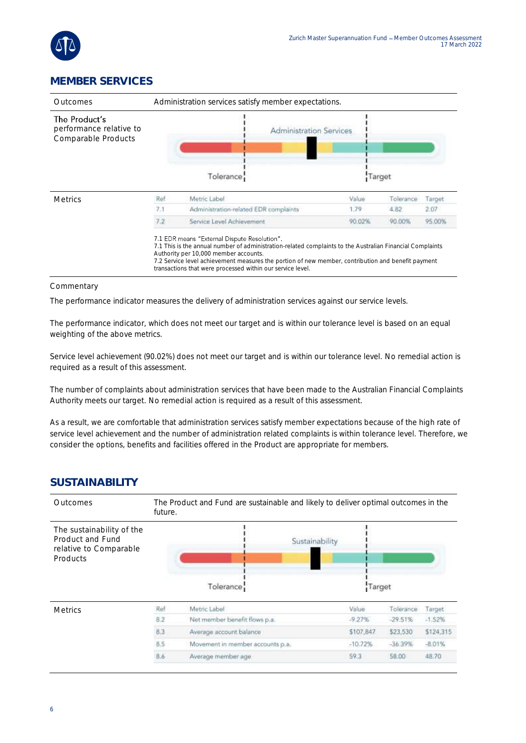## MEMBER SERVICES

| Outcomes | Administration services satisfy member expectations. |
|---|---|
| The Product's performance relative to Comparable Products | Administration Services — Tolerance — Target |

**Metrics**

| Ref | Metric Label | Value | Tolerance | Target |
|---|---|---|---|---|
| 7.1 | Administration-related EDR complaints | 1.79 | 4.82 | 2.07 |
| 7.2 | Service Level Achievement | 90.02% | 90.00% | 95.00% |

7.1 EDR means "External Dispute Resolution".
7.1 This is the annual number of administration-related complaints to the Australian Financial Complaints Authority per 10,000 member accounts.
7.2 Service level achievement measures the portion of new member, contribution and benefit payment transactions that were processed within our service level.

Commentary

The performance indicator measures the delivery of administration services against our service levels.

The performance indicator, which does not meet our target and is within our tolerance level is based on an equal weighting of the above metrics.

Service level achievement (90.02%) does not meet our target and is within our tolerance level. No remedial action is required as a result of this assessment.

The number of complaints about administration services that have been made to the Australian Financial Complaints Authority meets our target. No remedial action is required as a result of this assessment.

As a result, we are comfortable that administration services satisfy member expectations because of the high rate of service level achievement and the number of administration related complaints is within tolerance level. Therefore, we consider the options, benefits and facilities offered in the Product are appropriate for members.

## SUSTAINABILITY

| Outcomes | The Product and Fund are sustainable and likely to deliver optimal outcomes in the future. |
|---|---|
| The sustainability of the Product and Fund relative to Comparable Products | Sustainability — Tolerance — Target |

**Metrics**

| Ref | Metric Label | Value | Tolerance | Target |
|---|---|---|---|---|
| 8.2 | Net member benefit flows p.a. | -9.27% | -29.51% | -1.52% |
| 8.3 | Average account balance | $107,847 | $23,530 | $124,315 |
| 8.5 | Movement in member accounts p.a. | -10.72% | -36.39% | -8.01% |
| 8.6 | Average member age | 59.3 | 58.00 | 48.70 |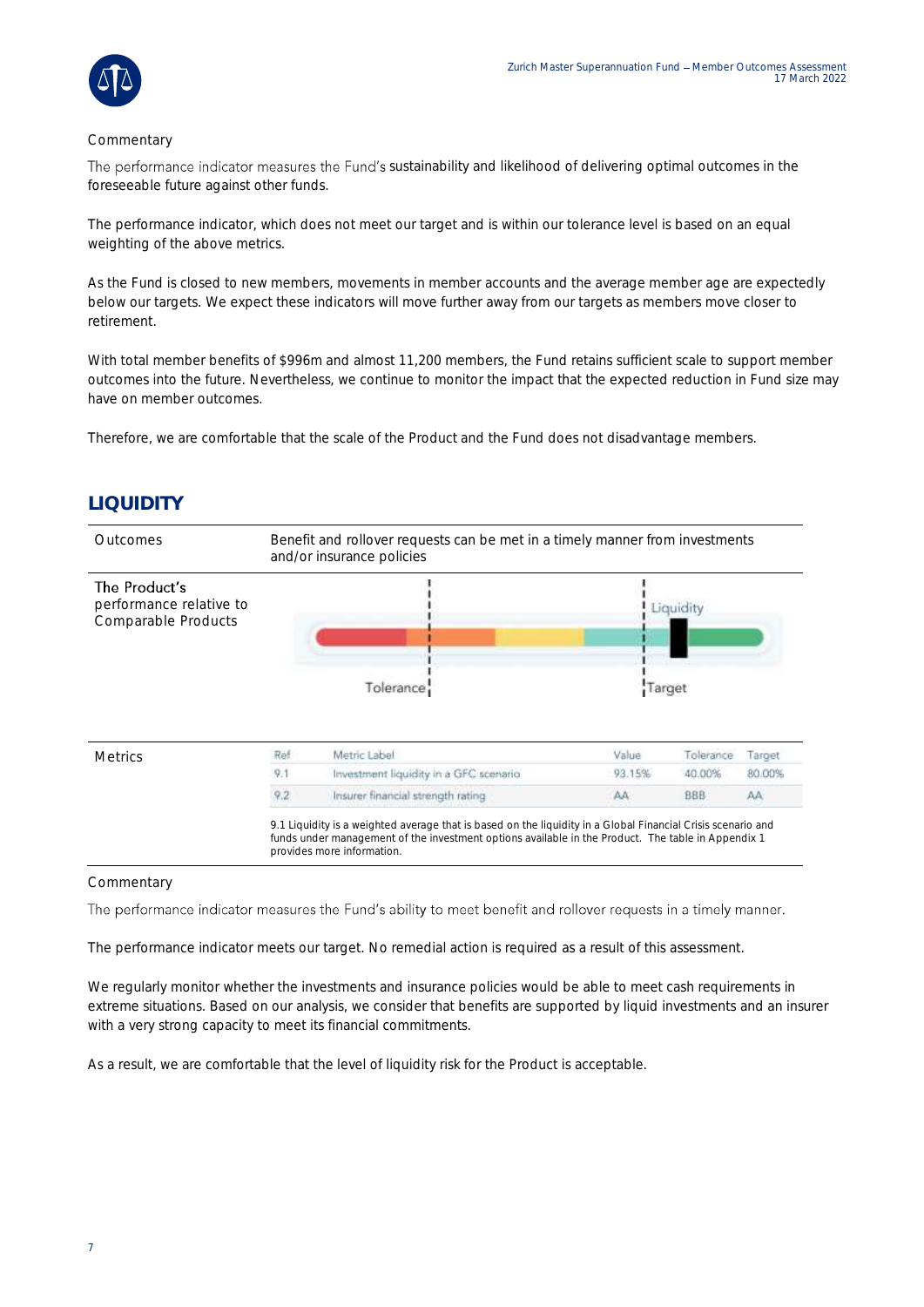Commentary

The performance indicator measures the Fund's sustainability and likelihood of delivering optimal outcomes in the foreseeable future against other funds.

The performance indicator, which does not meet our target and is within our tolerance level is based on an equal weighting of the above metrics.

As the Fund is closed to new members, movements in member accounts and the average member age are expectedly below our targets. We expect these indicators will move further away from our targets as members move closer to retirement.

With total member benefits of $996m and almost 11,200 members, the Fund retains sufficient scale to support member outcomes into the future. Nevertheless, we continue to monitor the impact that the expected reduction in Fund size may have on member outcomes.

Therefore, we are comfortable that the scale of the Product and the Fund does not disadvantage members.

## LIQUIDITY

| | |
|---|---|
| Outcomes | Benefit and rollover requests can be met in a timely manner from investments and/or insurance policies |
| The Product's performance relative to Comparable Products | Liquidity; Tolerance; Target |

Metrics

| Ref | Metric Label | Value | Tolerance | Target |
|---|---|---|---|---|
| 9.1 | Investment liquidity in a GFC scenario | 93.15% | 40.00% | 80.00% |
| 9.2 | Insurer financial strength rating | AA | BBB | AA |

9.1 Liquidity is a weighted average that is based on the liquidity in a Global Financial Crisis scenario and funds under management of the investment options available in the Product. The table in Appendix 1 provides more information.

Commentary

The performance indicator measures the Fund's ability to meet benefit and rollover requests in a timely manner.

The performance indicator meets our target. No remedial action is required as a result of this assessment.

We regularly monitor whether the investments and insurance policies would be able to meet cash requirements in extreme situations. Based on our analysis, we consider that benefits are supported by liquid investments and an insurer with a very strong capacity to meet its financial commitments.

As a result, we are comfortable that the level of liquidity risk for the Product is acceptable.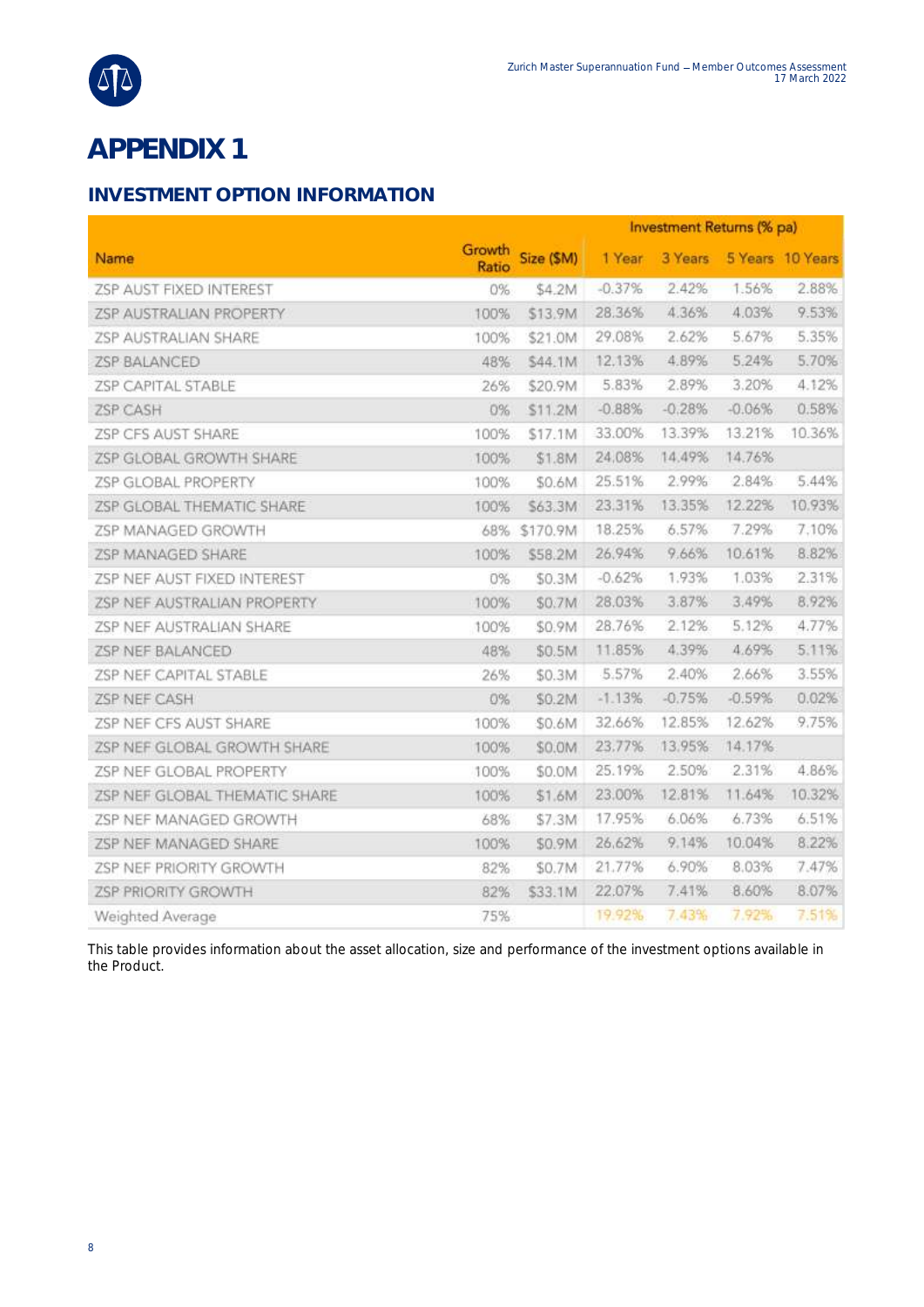# APPENDIX 1

## INVESTMENT OPTION INFORMATION

| Name | Growth Ratio | Size ($M) | Investment Returns (% pa) | | | |
|---|---|---|---|---|---|---|
| | | | 1 Year | 3 Years | 5 Years | 10 Years |
| ZSP AUST FIXED INTEREST | 0% | $4.2M | -0.37% | 2.42% | 1.56% | 2.88% |
| ZSP AUSTRALIAN PROPERTY | 100% | $13.9M | 28.36% | 4.36% | 4.03% | 9.53% |
| ZSP AUSTRALIAN SHARE | 100% | $21.0M | 29.08% | 2.62% | 5.67% | 5.35% |
| ZSP BALANCED | 48% | $44.1M | 12.13% | 4.89% | 5.24% | 5.70% |
| ZSP CAPITAL STABLE | 26% | $20.9M | 5.83% | 2.89% | 3.20% | 4.12% |
| ZSP CASH | 0% | $11.2M | -0.88% | -0.28% | -0.06% | 0.58% |
| ZSP CFS AUST SHARE | 100% | $17.1M | 33.00% | 13.39% | 13.21% | 10.36% |
| ZSP GLOBAL GROWTH SHARE | 100% | $1.8M | 24.08% | 14.49% | 14.76% | |
| ZSP GLOBAL PROPERTY | 100% | $0.6M | 25.51% | 2.99% | 2.84% | 5.44% |
| ZSP GLOBAL THEMATIC SHARE | 100% | $63.3M | 23.31% | 13.35% | 12.22% | 10.93% |
| ZSP MANAGED GROWTH | 68% | $170.9M | 18.25% | 6.57% | 7.29% | 7.10% |
| ZSP MANAGED SHARE | 100% | $58.2M | 26.94% | 9.66% | 10.61% | 8.82% |
| ZSP NEF AUST FIXED INTEREST | 0% | $0.3M | -0.62% | 1.93% | 1.03% | 2.31% |
| ZSP NEF AUSTRALIAN PROPERTY | 100% | $0.7M | 28.03% | 3.87% | 3.49% | 8.92% |
| ZSP NEF AUSTRALIAN SHARE | 100% | $0.9M | 28.76% | 2.12% | 5.12% | 4.77% |
| ZSP NEF BALANCED | 48% | $0.5M | 11.85% | 4.39% | 4.69% | 5.11% |
| ZSP NEF CAPITAL STABLE | 26% | $0.3M | 5.57% | 2.40% | 2.66% | 3.55% |
| ZSP NEF CASH | 0% | $0.2M | -1.13% | -0.75% | -0.59% | 0.02% |
| ZSP NEF CFS AUST SHARE | 100% | $0.6M | 32.66% | 12.85% | 12.62% | 9.75% |
| ZSP NEF GLOBAL GROWTH SHARE | 100% | $0.0M | 23.77% | 13.95% | 14.17% | |
| ZSP NEF GLOBAL PROPERTY | 100% | $0.0M | 25.19% | 2.50% | 2.31% | 4.86% |
| ZSP NEF GLOBAL THEMATIC SHARE | 100% | $1.6M | 23.00% | 12.81% | 11.64% | 10.32% |
| ZSP NEF MANAGED GROWTH | 68% | $7.3M | 17.95% | 6.06% | 6.73% | 6.51% |
| ZSP NEF MANAGED SHARE | 100% | $0.9M | 26.62% | 9.14% | 10.04% | 8.22% |
| ZSP NEF PRIORITY GROWTH | 82% | $0.7M | 21.77% | 6.90% | 8.03% | 7.47% |
| ZSP PRIORITY GROWTH | 82% | $33.1M | 22.07% | 7.41% | 8.60% | 8.07% |
| Weighted Average | 75% | | 19.92% | 7.43% | 7.92% | 7.51% |

This table provides information about the asset allocation, size and performance of the investment options available in the Product.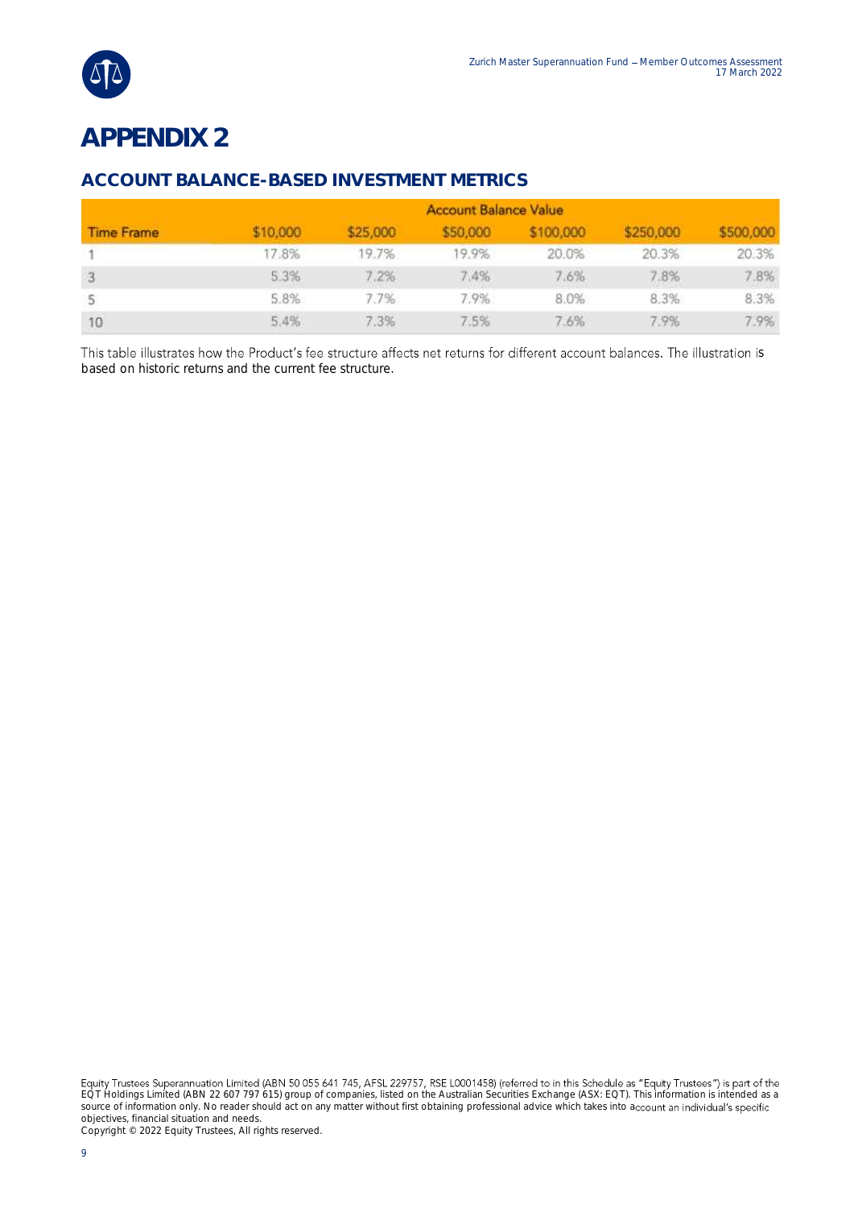# APPENDIX 2

## ACCOUNT BALANCE-BASED INVESTMENT METRICS

| | Account Balance Value | | | | | |
|---|---|---|---|---|---|---|
| Time Frame | $10,000 | $25,000 | $50,000 | $100,000 | $250,000 | $500,000 |
| 1 | 17.8% | 19.7% | 19.9% | 20.0% | 20.3% | 20.3% |
| 3 | 5.3% | 7.2% | 7.4% | 7.6% | 7.8% | 7.8% |
| 5 | 5.8% | 7.7% | 7.9% | 8.0% | 8.3% | 8.3% |
| 10 | 5.4% | 7.3% | 7.5% | 7.6% | 7.9% | 7.9% |

This table illustrates how the Product's fee structure affects net returns for different account balances. The illustration is based on historic returns and the current fee structure.

Equity Trustees Superannuation Limited (ABN 50 055 641 745, AFSL 229757, RSE L0001458) (referred to in this Schedule as "Equity Trustees") is part of the EQT Holdings Limited (ABN 22 607 797 615) group of companies, listed on the Australian Securities Exchange (ASX: EQT). This information is intended as a source of information only. No reader should act on any matter without first obtaining professional advice which takes into account an individual's specific objectives, financial situation and needs.
Copyright © 2022 Equity Trustees, All rights reserved.